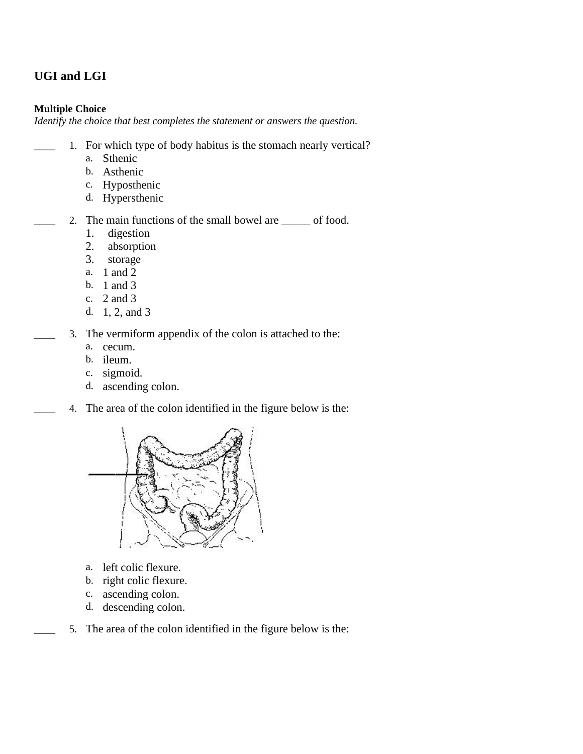## UGI and LGI

**Multiple Choice**

*Identify the choice that best completes the statement or answers the question.*

____ 1. For which type of body habitus is the stomach nearly vertical?

a. Sthenic
b. Asthenic
c. Hyposthenic
d. Hypersthenic

____ 2. The main functions of the small bowel are _____ of food.

1. digestion
2. absorption
3. storage

a. 1 and 2
b. 1 and 3
c. 2 and 3
d. 1, 2, and 3

____ 3. The vermiform appendix of the colon is attached to the:

a. cecum.
b. ileum.
c. sigmoid.
d. ascending colon.

____ 4. The area of the colon identified in the figure below is the:

a. left colic flexure.
b. right colic flexure.
c. ascending colon.
d. descending colon.

____ 5. The area of the colon identified in the figure below is the: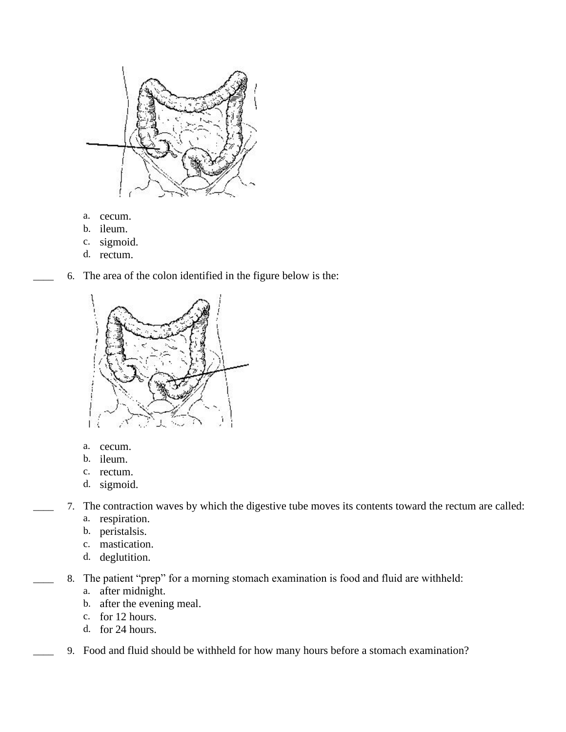a. cecum.
b. ileum.
c. sigmoid.
d. rectum.

____ 6. The area of the colon identified in the figure below is the:

a. cecum.
b. ileum.
c. rectum.
d. sigmoid.

____ 7. The contraction waves by which the digestive tube moves its contents toward the rectum are called:

a. respiration.
b. peristalsis.
c. mastication.
d. deglutition.

____ 8. The patient "prep" for a morning stomach examination is food and fluid are withheld:

a. after midnight.
b. after the evening meal.
c. for 12 hours.
d. for 24 hours.

____ 9. Food and fluid should be withheld for how many hours before a stomach examination?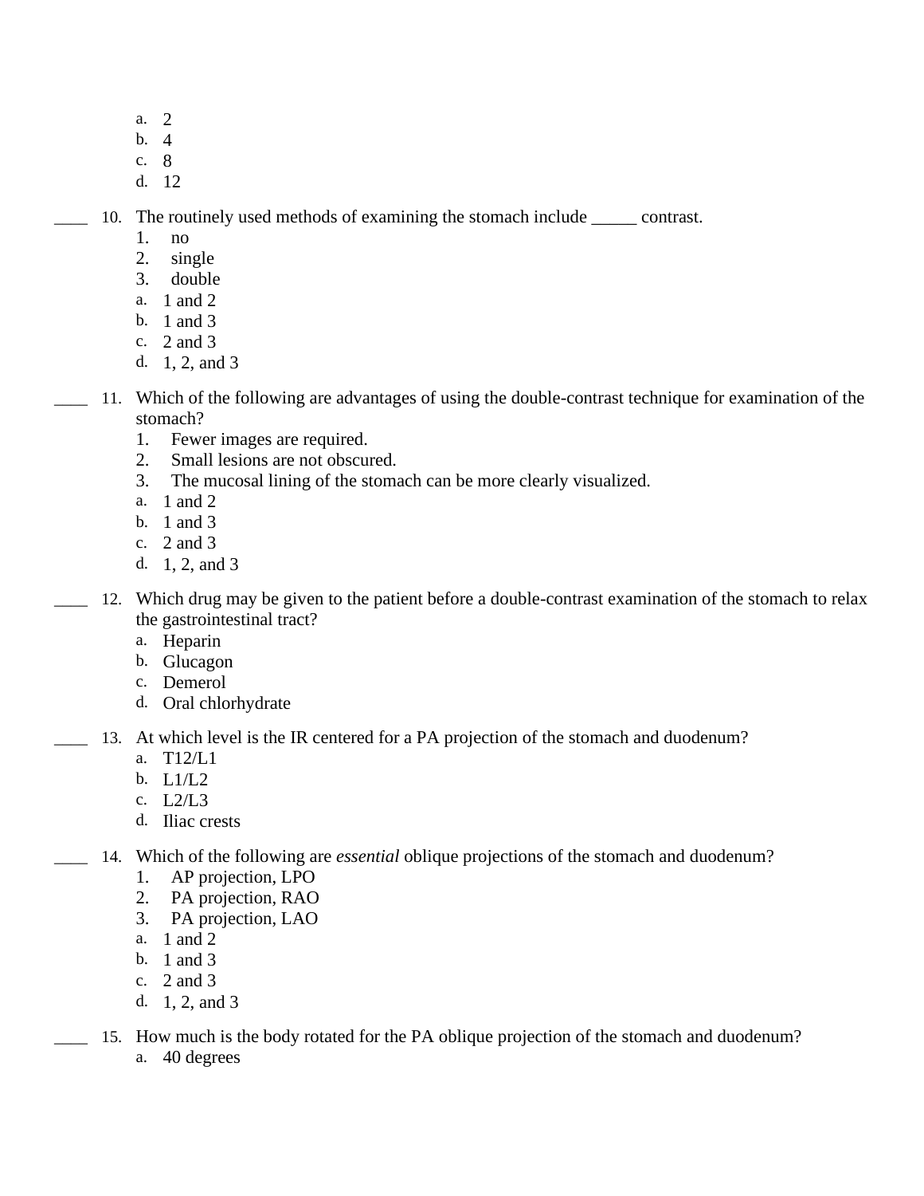a. 2
b. 4
c. 8
d. 12

____ 10. The routinely used methods of examining the stomach include _____ contrast.

1. no
2. single
3. double

a. 1 and 2
b. 1 and 3
c. 2 and 3
d. 1, 2, and 3

____ 11. Which of the following are advantages of using the double-contrast technique for examination of the stomach?

1. Fewer images are required.
2. Small lesions are not obscured.
3. The mucosal lining of the stomach can be more clearly visualized.

a. 1 and 2
b. 1 and 3
c. 2 and 3
d. 1, 2, and 3

____ 12. Which drug may be given to the patient before a double-contrast examination of the stomach to relax the gastrointestinal tract?

a. Heparin
b. Glucagon
c. Demerol
d. Oral chlorhydrate

____ 13. At which level is the IR centered for a PA projection of the stomach and duodenum?

a. T12/L1
b. L1/L2
c. L2/L3
d. Iliac crests

____ 14. Which of the following are *essential* oblique projections of the stomach and duodenum?

1. AP projection, LPO
2. PA projection, RAO
3. PA projection, LAO

a. 1 and 2
b. 1 and 3
c. 2 and 3
d. 1, 2, and 3

____ 15. How much is the body rotated for the PA oblique projection of the stomach and duodenum?

a. 40 degrees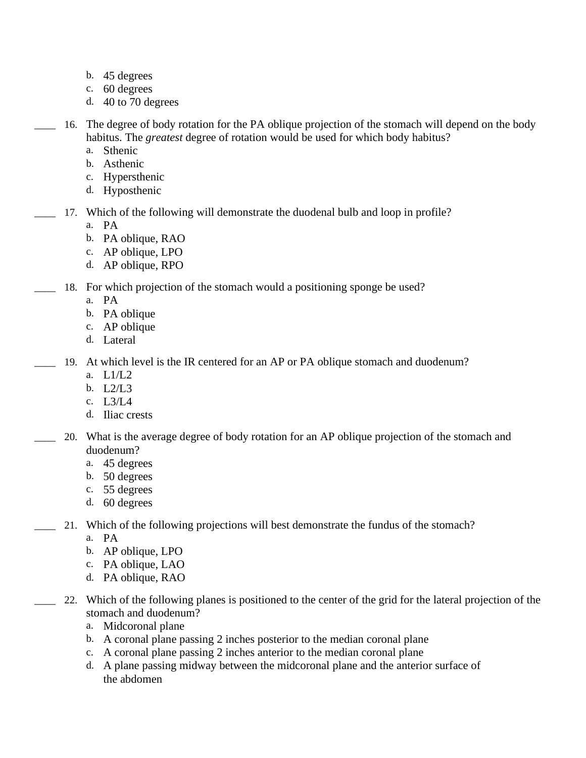b. 45 degrees
c. 60 degrees
d. 40 to 70 degrees

____ 16. The degree of body rotation for the PA oblique projection of the stomach will depend on the body habitus. The *greatest* degree of rotation would be used for which body habitus?
a. Sthenic
b. Asthenic
c. Hypersthenic
d. Hyposthenic

____ 17. Which of the following will demonstrate the duodenal bulb and loop in profile?
a. PA
b. PA oblique, RAO
c. AP oblique, LPO
d. AP oblique, RPO

____ 18. For which projection of the stomach would a positioning sponge be used?
a. PA
b. PA oblique
c. AP oblique
d. Lateral

____ 19. At which level is the IR centered for an AP or PA oblique stomach and duodenum?
a. L1/L2
b. L2/L3
c. L3/L4
d. Iliac crests

____ 20. What is the average degree of body rotation for an AP oblique projection of the stomach and duodenum?
a. 45 degrees
b. 50 degrees
c. 55 degrees
d. 60 degrees

____ 21. Which of the following projections will best demonstrate the fundus of the stomach?
a. PA
b. AP oblique, LPO
c. PA oblique, LAO
d. PA oblique, RAO

____ 22. Which of the following planes is positioned to the center of the grid for the lateral projection of the stomach and duodenum?
a. Midcoronal plane
b. A coronal plane passing 2 inches posterior to the median coronal plane
c. A coronal plane passing 2 inches anterior to the median coronal plane
d. A plane passing midway between the midcoronal plane and the anterior surface of the abdomen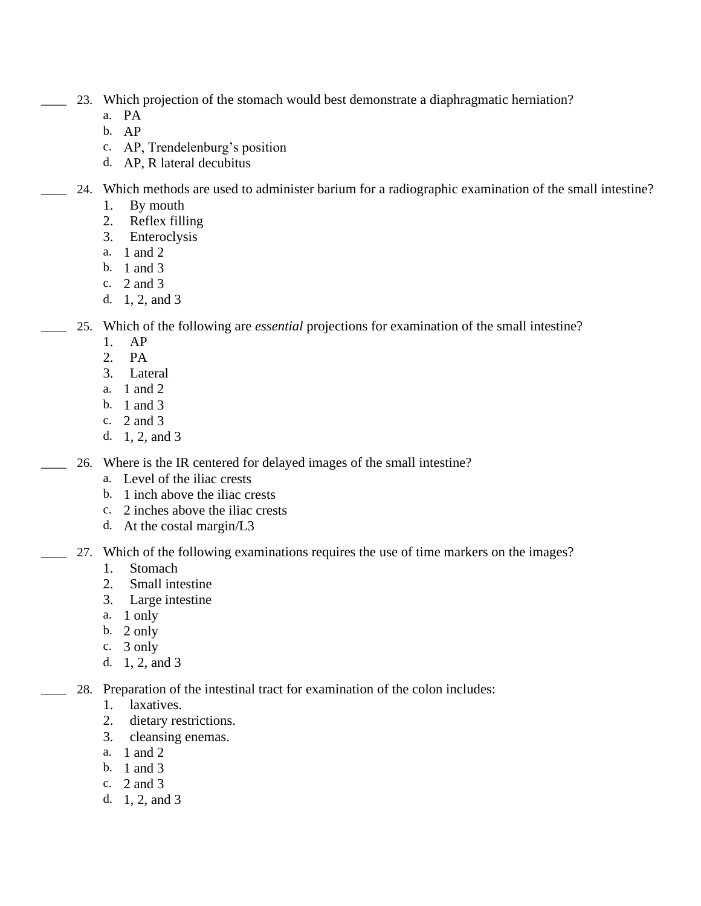____ 23. Which projection of the stomach would best demonstrate a diaphragmatic herniation?

a. PA
b. AP
c. AP, Trendelenburg's position
d. AP, R lateral decubitus

____ 24. Which methods are used to administer barium for a radiographic examination of the small intestine?

1. By mouth
2. Reflex filling
3. Enteroclysis

a. 1 and 2
b. 1 and 3
c. 2 and 3
d. 1, 2, and 3

____ 25. Which of the following are *essential* projections for examination of the small intestine?

1. AP
2. PA
3. Lateral

a. 1 and 2
b. 1 and 3
c. 2 and 3
d. 1, 2, and 3

____ 26. Where is the IR centered for delayed images of the small intestine?

a. Level of the iliac crests
b. 1 inch above the iliac crests
c. 2 inches above the iliac crests
d. At the costal margin/L3

____ 27. Which of the following examinations requires the use of time markers on the images?

1. Stomach
2. Small intestine
3. Large intestine

a. 1 only
b. 2 only
c. 3 only
d. 1, 2, and 3

____ 28. Preparation of the intestinal tract for examination of the colon includes:

1. laxatives.
2. dietary restrictions.
3. cleansing enemas.

a. 1 and 2
b. 1 and 3
c. 2 and 3
d. 1, 2, and 3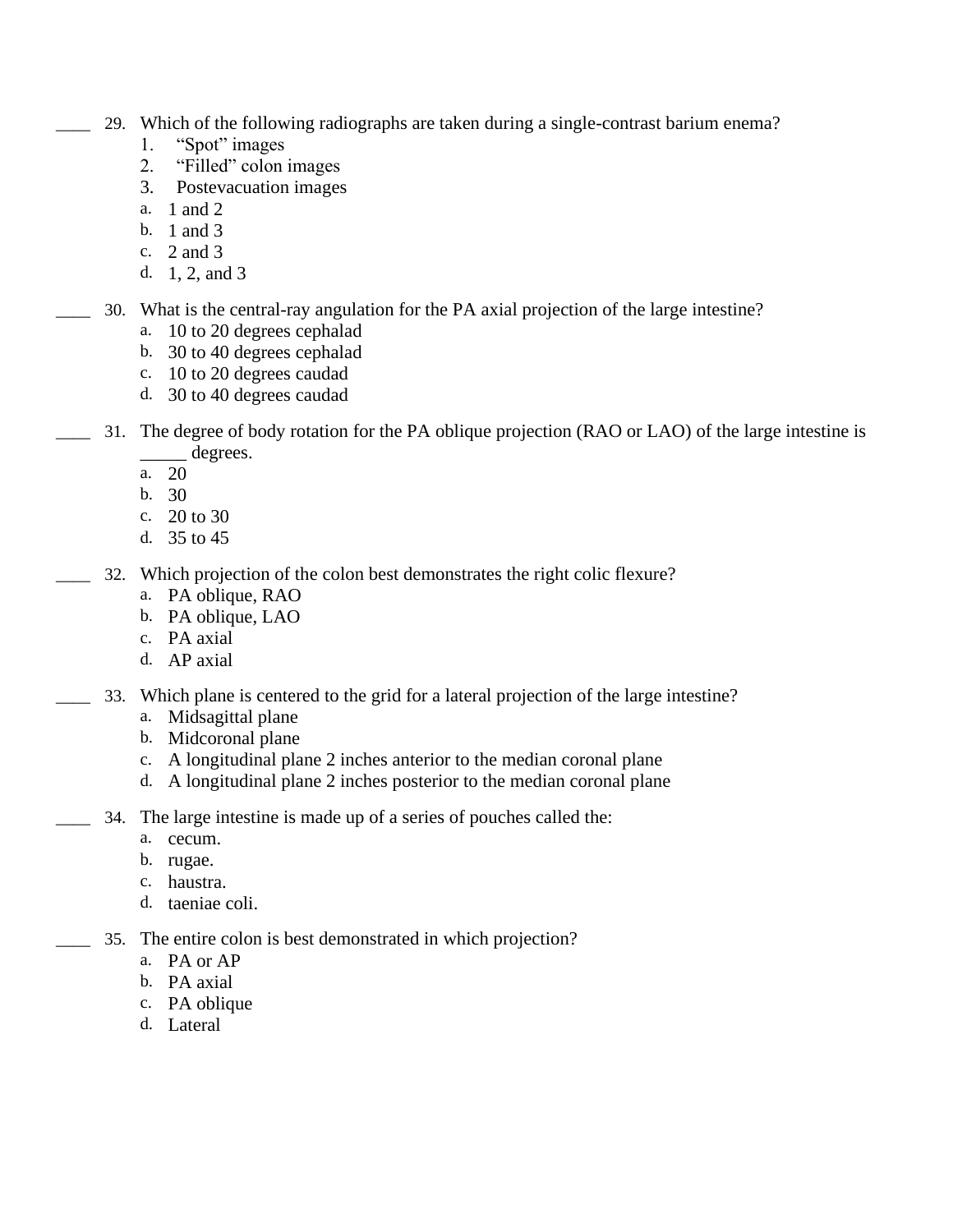____ 29. Which of the following radiographs are taken during a single-contrast barium enema?

1. "Spot" images
2. "Filled" colon images
3. Postevacuation images

a. 1 and 2
b. 1 and 3
c. 2 and 3
d. 1, 2, and 3

____ 30. What is the central-ray angulation for the PA axial projection of the large intestine?

a. 10 to 20 degrees cephalad
b. 30 to 40 degrees cephalad
c. 10 to 20 degrees caudad
d. 30 to 40 degrees caudad

____ 31. The degree of body rotation for the PA oblique projection (RAO or LAO) of the large intestine is _____ degrees.

a. 20
b. 30
c. 20 to 30
d. 35 to 45

____ 32. Which projection of the colon best demonstrates the right colic flexure?

a. PA oblique, RAO
b. PA oblique, LAO
c. PA axial
d. AP axial

____ 33. Which plane is centered to the grid for a lateral projection of the large intestine?

a. Midsagittal plane
b. Midcoronal plane
c. A longitudinal plane 2 inches anterior to the median coronal plane
d. A longitudinal plane 2 inches posterior to the median coronal plane

____ 34. The large intestine is made up of a series of pouches called the:

a. cecum.
b. rugae.
c. haustra.
d. taeniae coli.

____ 35. The entire colon is best demonstrated in which projection?

a. PA or AP
b. PA axial
c. PA oblique
d. Lateral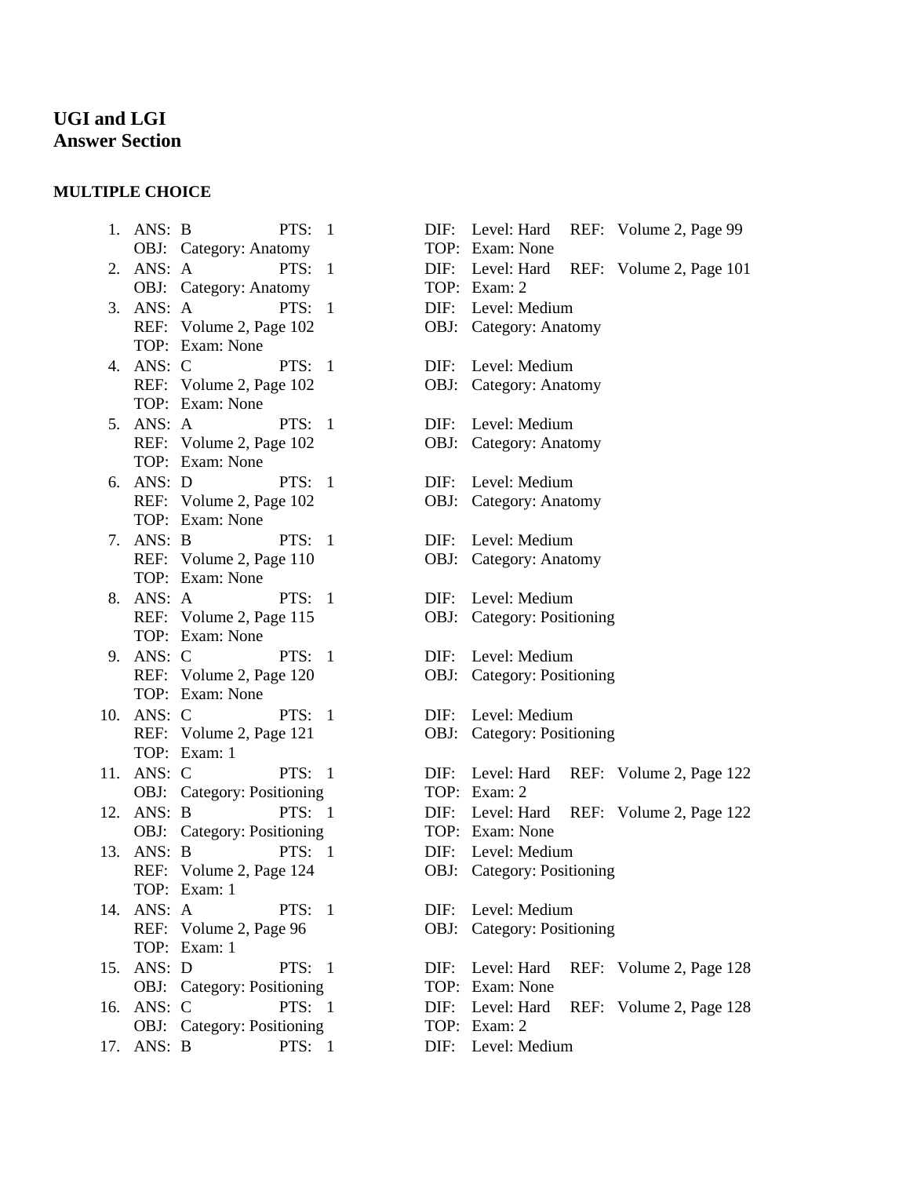## UGI and LGI
## Answer Section

### MULTIPLE CHOICE

1. ANS: B PTS: 1 DIF: Level: Hard REF: Volume 2, Page 99
   OBJ: Category: Anatomy TOP: Exam: None
2. ANS: A PTS: 1 DIF: Level: Hard REF: Volume 2, Page 101
   OBJ: Category: Anatomy TOP: Exam: 2
3. ANS: A PTS: 1 DIF: Level: Medium
   REF: Volume 2, Page 102 OBJ: Category: Anatomy
   TOP: Exam: None
4. ANS: C PTS: 1 DIF: Level: Medium
   REF: Volume 2, Page 102 OBJ: Category: Anatomy
   TOP: Exam: None
5. ANS: A PTS: 1 DIF: Level: Medium
   REF: Volume 2, Page 102 OBJ: Category: Anatomy
   TOP: Exam: None
6. ANS: D PTS: 1 DIF: Level: Medium
   REF: Volume 2, Page 102 OBJ: Category: Anatomy
   TOP: Exam: None
7. ANS: B PTS: 1 DIF: Level: Medium
   REF: Volume 2, Page 110 OBJ: Category: Anatomy
   TOP: Exam: None
8. ANS: A PTS: 1 DIF: Level: Medium
   REF: Volume 2, Page 115 OBJ: Category: Positioning
   TOP: Exam: None
9. ANS: C PTS: 1 DIF: Level: Medium
   REF: Volume 2, Page 120 OBJ: Category: Positioning
   TOP: Exam: None
10. ANS: C PTS: 1 DIF: Level: Medium
    REF: Volume 2, Page 121 OBJ: Category: Positioning
    TOP: Exam: 1
11. ANS: C PTS: 1 DIF: Level: Hard REF: Volume 2, Page 122
    OBJ: Category: Positioning TOP: Exam: 2
12. ANS: B PTS: 1 DIF: Level: Hard REF: Volume 2, Page 122
    OBJ: Category: Positioning TOP: Exam: None
13. ANS: B PTS: 1 DIF: Level: Medium
    REF: Volume 2, Page 124 OBJ: Category: Positioning
    TOP: Exam: 1
14. ANS: A PTS: 1 DIF: Level: Medium
    REF: Volume 2, Page 96 OBJ: Category: Positioning
    TOP: Exam: 1
15. ANS: D PTS: 1 DIF: Level: Hard REF: Volume 2, Page 128
    OBJ: Category: Positioning TOP: Exam: None
16. ANS: C PTS: 1 DIF: Level: Hard REF: Volume 2, Page 128
    OBJ: Category: Positioning TOP: Exam: 2
17. ANS: B PTS: 1 DIF: Level: Medium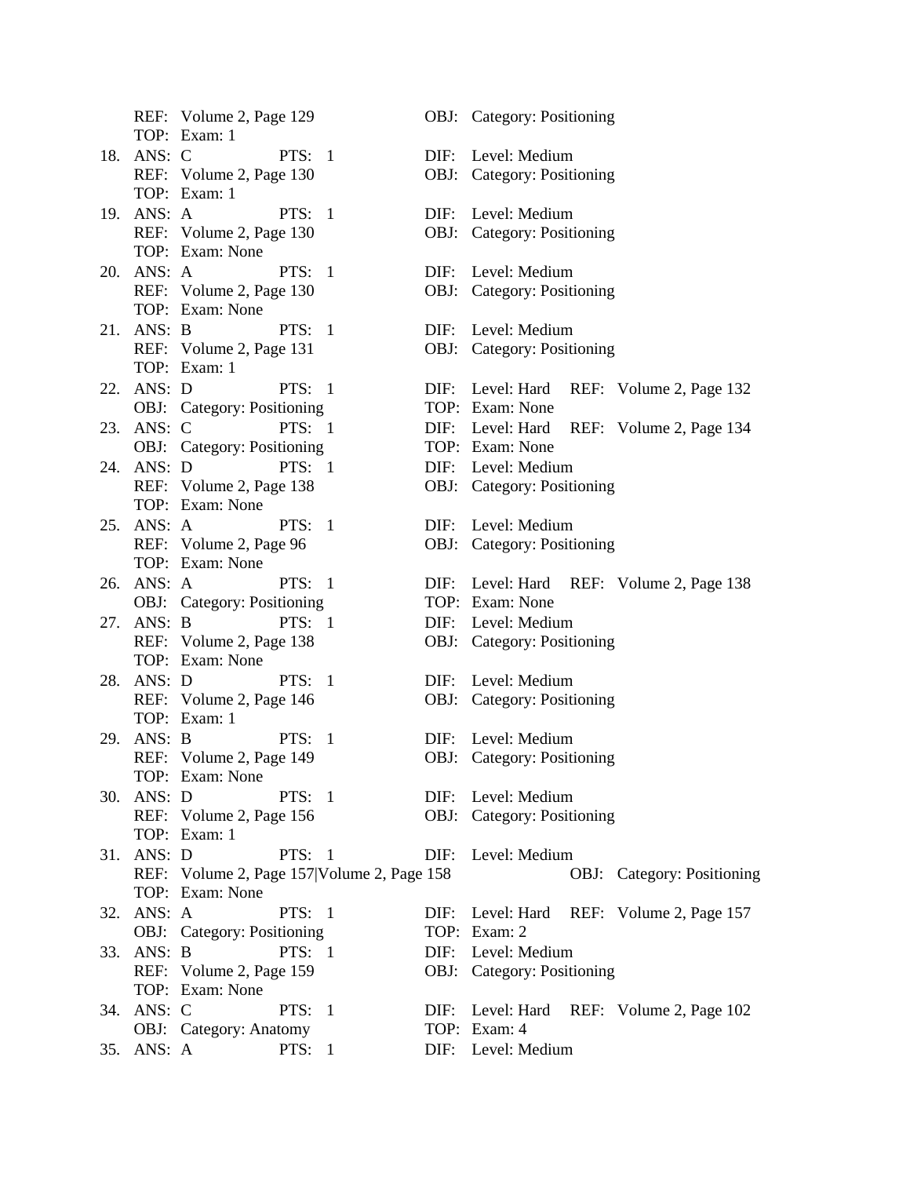REF: Volume 2, Page 129 OBJ: Category: Positioning
TOP: Exam: 1

18. ANS: C PTS: 1 DIF: Level: Medium
REF: Volume 2, Page 130 OBJ: Category: Positioning
TOP: Exam: 1

19. ANS: A PTS: 1 DIF: Level: Medium
REF: Volume 2, Page 130 OBJ: Category: Positioning
TOP: Exam: None

20. ANS: A PTS: 1 DIF: Level: Medium
REF: Volume 2, Page 130 OBJ: Category: Positioning
TOP: Exam: None

21. ANS: B PTS: 1 DIF: Level: Medium
REF: Volume 2, Page 131 OBJ: Category: Positioning
TOP: Exam: 1

22. ANS: D PTS: 1 DIF: Level: Hard REF: Volume 2, Page 132
OBJ: Category: Positioning TOP: Exam: None

23. ANS: C PTS: 1 DIF: Level: Hard REF: Volume 2, Page 134
OBJ: Category: Positioning TOP: Exam: None

24. ANS: D PTS: 1 DIF: Level: Medium
REF: Volume 2, Page 138 OBJ: Category: Positioning
TOP: Exam: None

25. ANS: A PTS: 1 DIF: Level: Medium
REF: Volume 2, Page 96 OBJ: Category: Positioning
TOP: Exam: None

26. ANS: A PTS: 1 DIF: Level: Hard REF: Volume 2, Page 138
OBJ: Category: Positioning TOP: Exam: None

27. ANS: B PTS: 1 DIF: Level: Medium
REF: Volume 2, Page 138 OBJ: Category: Positioning
TOP: Exam: None

28. ANS: D PTS: 1 DIF: Level: Medium
REF: Volume 2, Page 146 OBJ: Category: Positioning
TOP: Exam: 1

29. ANS: B PTS: 1 DIF: Level: Medium
REF: Volume 2, Page 149 OBJ: Category: Positioning
TOP: Exam: None

30. ANS: D PTS: 1 DIF: Level: Medium
REF: Volume 2, Page 156 OBJ: Category: Positioning
TOP: Exam: 1

31. ANS: D PTS: 1 DIF: Level: Medium
REF: Volume 2, Page 157|Volume 2, Page 158 OBJ: Category: Positioning
TOP: Exam: None

32. ANS: A PTS: 1 DIF: Level: Hard REF: Volume 2, Page 157
OBJ: Category: Positioning TOP: Exam: 2

33. ANS: B PTS: 1 DIF: Level: Medium
REF: Volume 2, Page 159 OBJ: Category: Positioning
TOP: Exam: None

34. ANS: C PTS: 1 DIF: Level: Hard REF: Volume 2, Page 102
OBJ: Category: Anatomy TOP: Exam: 4

35. ANS: A PTS: 1 DIF: Level: Medium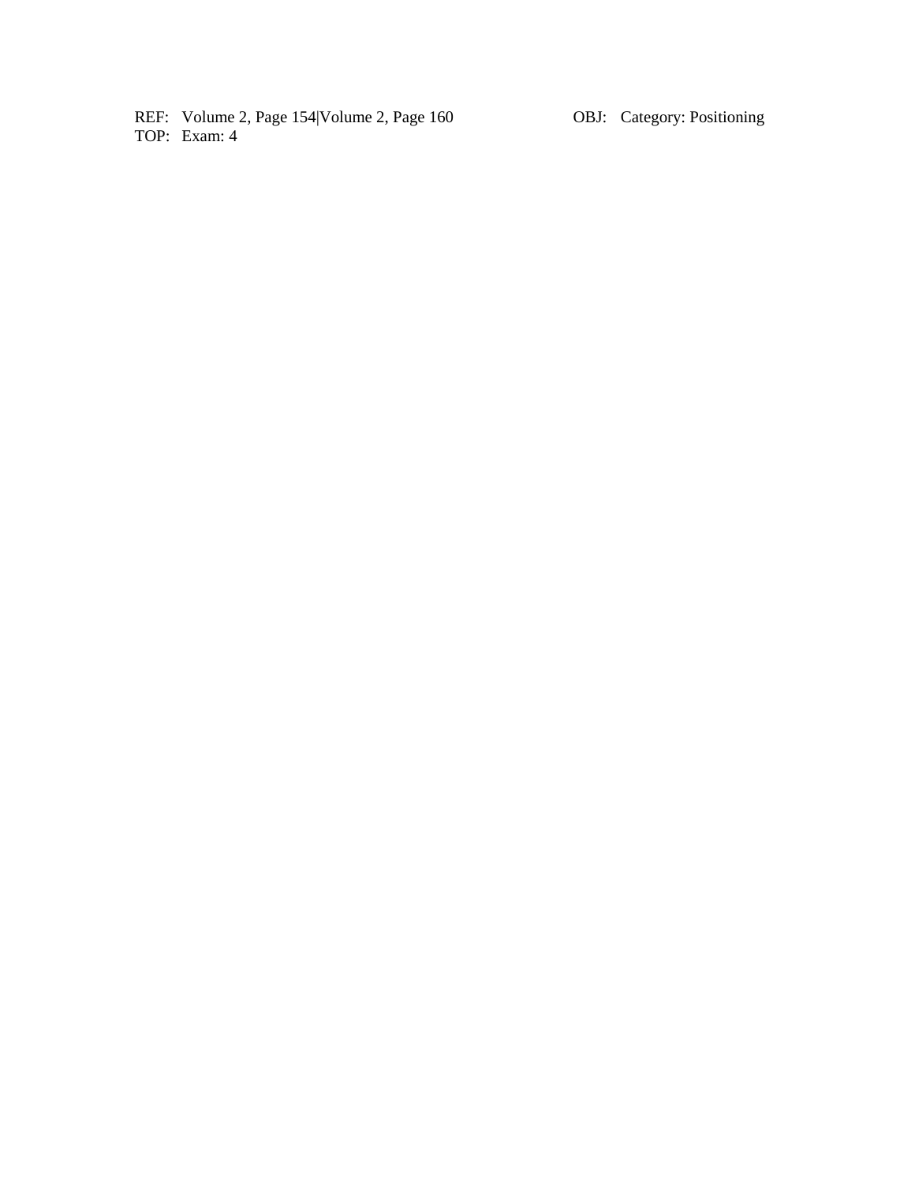REF: Volume 2, Page 154|Volume 2, Page 160 OBJ: Category: Positioning
TOP: Exam: 4